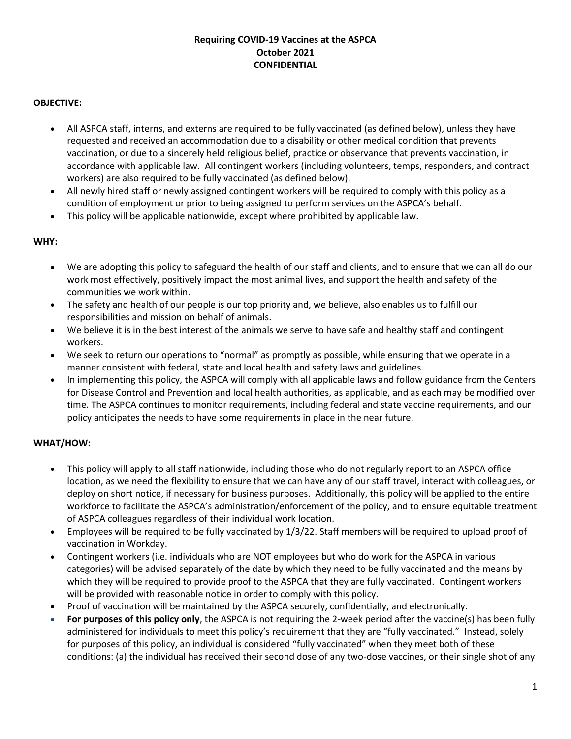**Requiring COVID-19 Vaccines at the ASPCA**
**October 2021**
**CONFIDENTIAL**

**OBJECTIVE:**

- All ASPCA staff, interns, and externs are required to be fully vaccinated (as defined below), unless they have requested and received an accommodation due to a disability or other medical condition that prevents vaccination, or due to a sincerely held religious belief, practice or observance that prevents vaccination, in accordance with applicable law. All contingent workers (including volunteers, temps, responders, and contract workers) are also required to be fully vaccinated (as defined below).
- All newly hired staff or newly assigned contingent workers will be required to comply with this policy as a condition of employment or prior to being assigned to perform services on the ASPCA's behalf.
- This policy will be applicable nationwide, except where prohibited by applicable law.

**WHY:**

- We are adopting this policy to safeguard the health of our staff and clients, and to ensure that we can all do our work most effectively, positively impact the most animal lives, and support the health and safety of the communities we work within.
- The safety and health of our people is our top priority and, we believe, also enables us to fulfill our responsibilities and mission on behalf of animals.
- We believe it is in the best interest of the animals we serve to have safe and healthy staff and contingent workers.
- We seek to return our operations to "normal" as promptly as possible, while ensuring that we operate in a manner consistent with federal, state and local health and safety laws and guidelines.
- In implementing this policy, the ASPCA will comply with all applicable laws and follow guidance from the Centers for Disease Control and Prevention and local health authorities, as applicable, and as each may be modified over time. The ASPCA continues to monitor requirements, including federal and state vaccine requirements, and our policy anticipates the needs to have some requirements in place in the near future.

**WHAT/HOW:**

- This policy will apply to all staff nationwide, including those who do not regularly report to an ASPCA office location, as we need the flexibility to ensure that we can have any of our staff travel, interact with colleagues, or deploy on short notice, if necessary for business purposes. Additionally, this policy will be applied to the entire workforce to facilitate the ASPCA's administration/enforcement of the policy, and to ensure equitable treatment of ASPCA colleagues regardless of their individual work location.
- Employees will be required to be fully vaccinated by 1/3/22. Staff members will be required to upload proof of vaccination in Workday.
- Contingent workers (i.e. individuals who are NOT employees but who do work for the ASPCA in various categories) will be advised separately of the date by which they need to be fully vaccinated and the means by which they will be required to provide proof to the ASPCA that they are fully vaccinated. Contingent workers will be provided with reasonable notice in order to comply with this policy.
- Proof of vaccination will be maintained by the ASPCA securely, confidentially, and electronically.
- **<u>For purposes of this policy only</u>**, the ASPCA is not requiring the 2-week period after the vaccine(s) has been fully administered for individuals to meet this policy's requirement that they are "fully vaccinated." Instead, solely for purposes of this policy, an individual is considered "fully vaccinated" when they meet both of these conditions: (a) the individual has received their second dose of any two-dose vaccines, or their single shot of any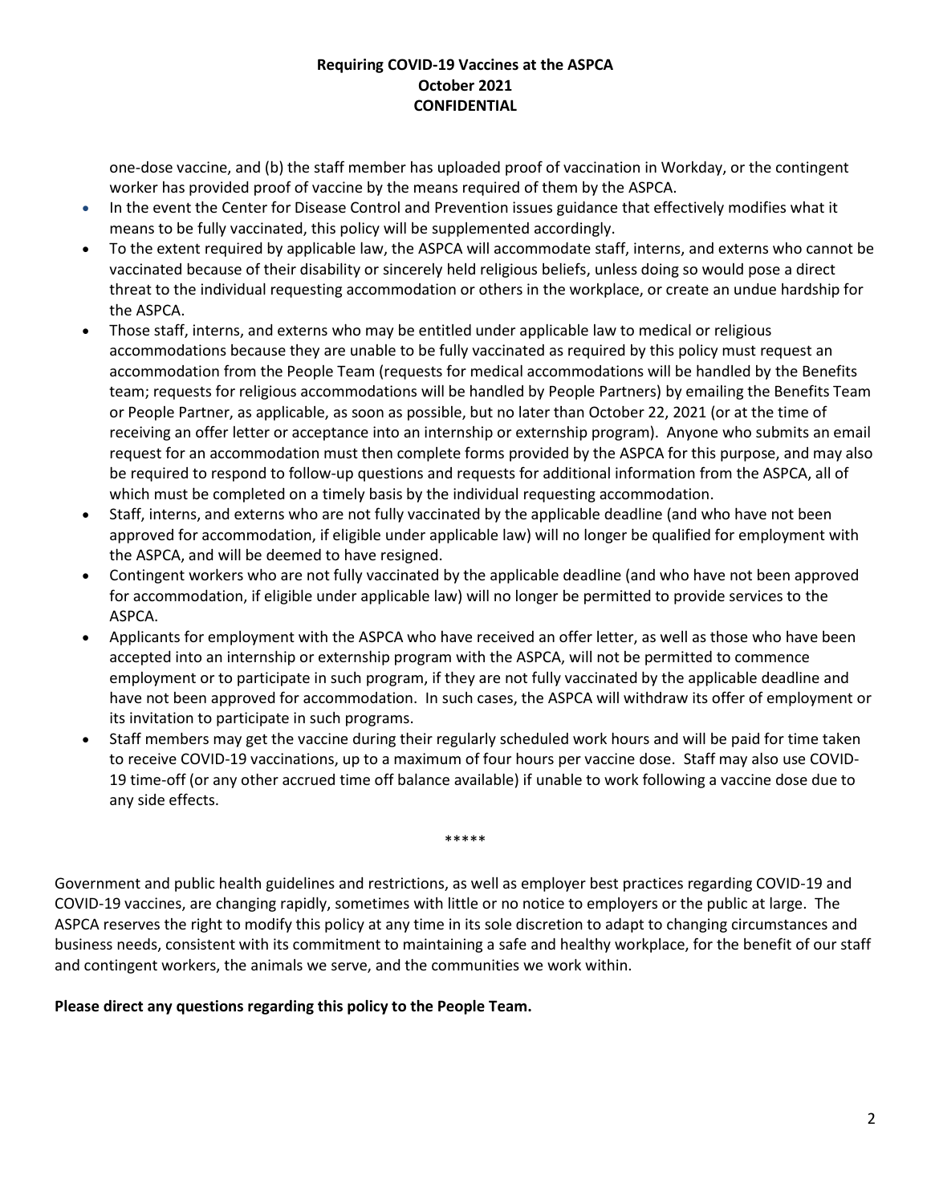one-dose vaccine, and (b) the staff member has uploaded proof of vaccination in Workday, or the contingent worker has provided proof of vaccine by the means required of them by the ASPCA.

- In the event the Center for Disease Control and Prevention issues guidance that effectively modifies what it means to be fully vaccinated, this policy will be supplemented accordingly.
- To the extent required by applicable law, the ASPCA will accommodate staff, interns, and externs who cannot be vaccinated because of their disability or sincerely held religious beliefs, unless doing so would pose a direct threat to the individual requesting accommodation or others in the workplace, or create an undue hardship for the ASPCA.
- Those staff, interns, and externs who may be entitled under applicable law to medical or religious accommodations because they are unable to be fully vaccinated as required by this policy must request an accommodation from the People Team (requests for medical accommodations will be handled by the Benefits team; requests for religious accommodations will be handled by People Partners) by emailing the Benefits Team or People Partner, as applicable, as soon as possible, but no later than October 22, 2021 (or at the time of receiving an offer letter or acceptance into an internship or externship program). Anyone who submits an email request for an accommodation must then complete forms provided by the ASPCA for this purpose, and may also be required to respond to follow-up questions and requests for additional information from the ASPCA, all of which must be completed on a timely basis by the individual requesting accommodation.
- Staff, interns, and externs who are not fully vaccinated by the applicable deadline (and who have not been approved for accommodation, if eligible under applicable law) will no longer be qualified for employment with the ASPCA, and will be deemed to have resigned.
- Contingent workers who are not fully vaccinated by the applicable deadline (and who have not been approved for accommodation, if eligible under applicable law) will no longer be permitted to provide services to the ASPCA.
- Applicants for employment with the ASPCA who have received an offer letter, as well as those who have been accepted into an internship or externship program with the ASPCA, will not be permitted to commence employment or to participate in such program, if they are not fully vaccinated by the applicable deadline and have not been approved for accommodation. In such cases, the ASPCA will withdraw its offer of employment or its invitation to participate in such programs.
- Staff members may get the vaccine during their regularly scheduled work hours and will be paid for time taken to receive COVID-19 vaccinations, up to a maximum of four hours per vaccine dose. Staff may also use COVID-19 time-off (or any other accrued time off balance available) if unable to work following a vaccine dose due to any side effects.

*****

Government and public health guidelines and restrictions, as well as employer best practices regarding COVID-19 and COVID-19 vaccines, are changing rapidly, sometimes with little or no notice to employers or the public at large. The ASPCA reserves the right to modify this policy at any time in its sole discretion to adapt to changing circumstances and business needs, consistent with its commitment to maintaining a safe and healthy workplace, for the benefit of our staff and contingent workers, the animals we serve, and the communities we work within.

**Please direct any questions regarding this policy to the People Team.**